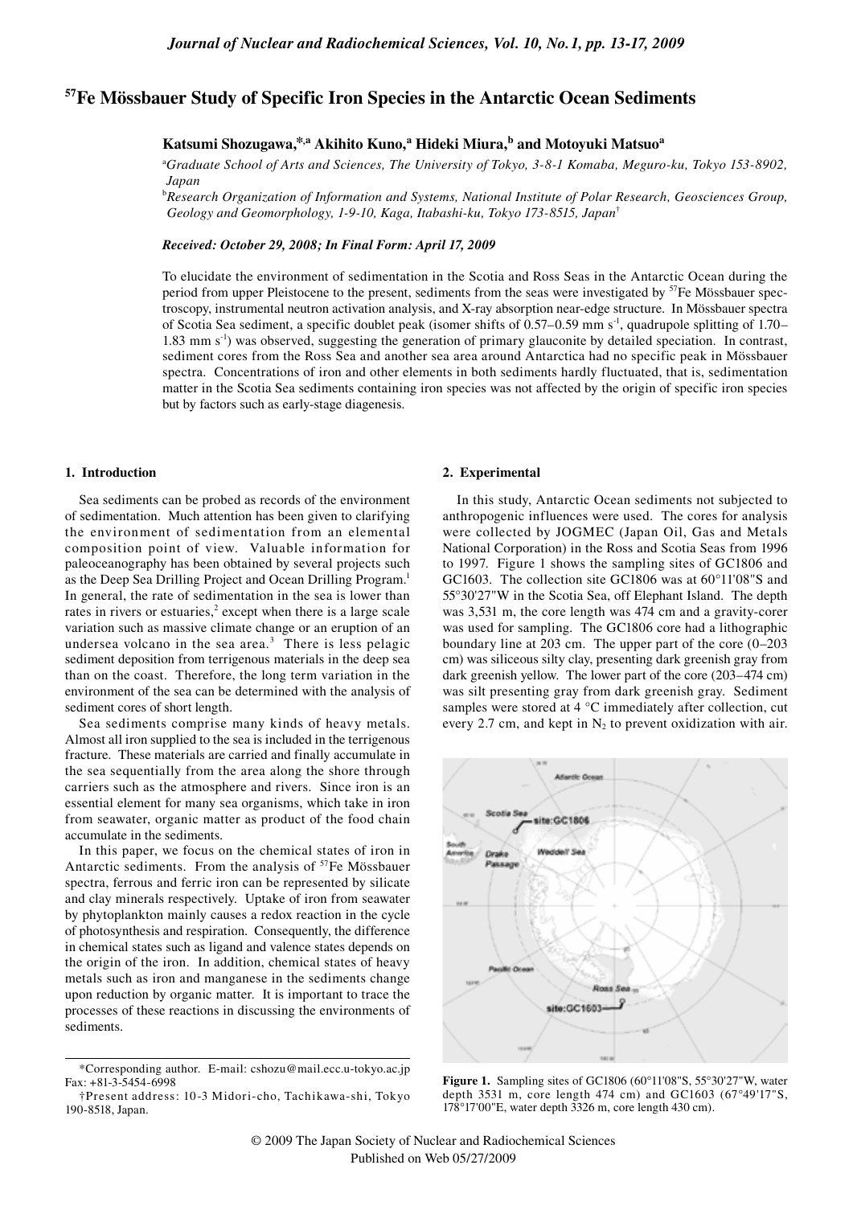# $^{57}$Fe Mössbauer Study of Specific Iron Species in the Antarctic Ocean Sediments

**Katsumi Shozugawa,\*[,a] Akihito Kuno,[a] Hideki Miura,[b] and Motoyuki Matsuo[a]**

[a] *Graduate School of Arts and Sciences, The University of Tokyo, 3-8-1 Komaba, Meguro-ku, Tokyo 153-8902, Japan*

[b] *Research Organization of Information and Systems, National Institute of Polar Research, Geosciences Group, Geology and Geomorphology, 1-9-10, Kaga, Itabashi-ku, Tokyo 173-8515, Japan*[†]

***Received: October 29, 2008; In Final Form: April 17, 2009***

To elucidate the environment of sedimentation in the Scotia and Ross Seas in the Antarctic Ocean during the period from upper Pleistocene to the present, sediments from the seas were investigated by $^{57}$Fe Mössbauer spectroscopy, instrumental neutron activation analysis, and X-ray absorption near-edge structure. In Mössbauer spectra of Scotia Sea sediment, a specific doublet peak (isomer shifts of 0.57–0.59 mm s$^{-1}$, quadrupole splitting of 1.70–1.83 mm s$^{-1}$) was observed, suggesting the generation of primary glauconite by detailed speciation. In contrast, sediment cores from the Ross Sea and another sea area around Antarctica had no specific peak in Mössbauer spectra. Concentrations of iron and other elements in both sediments hardly fluctuated, that is, sedimentation matter in the Scotia Sea sediments containing iron species was not affected by the origin of specific iron species but by factors such as early-stage diagenesis.

## 1. Introduction

Sea sediments can be probed as records of the environment of sedimentation. Much attention has been given to clarifying the environment of sedimentation from an elemental composition point of view. Valuable information for paleoceanography has been obtained by several projects such as the Deep Sea Drilling Project and Ocean Drilling Program.[1] In general, the rate of sedimentation in the sea is lower than rates in rivers or estuaries,[2] except when there is a large scale variation such as massive climate change or an eruption of an undersea volcano in the sea area.[3] There is less pelagic sediment deposition from terrigenous materials in the deep sea than on the coast. Therefore, the long term variation in the environment of the sea can be determined with the analysis of sediment cores of short length.

Sea sediments comprise many kinds of heavy metals. Almost all iron supplied to the sea is included in the terrigenous fracture. These materials are carried and finally accumulate in the sea sequentially from the area along the shore through carriers such as the atmosphere and rivers. Since iron is an essential element for many sea organisms, which take in iron from seawater, organic matter as product of the food chain accumulate in the sediments.

In this paper, we focus on the chemical states of iron in Antarctic sediments. From the analysis of $^{57}$Fe Mössbauer spectra, ferrous and ferric iron can be represented by silicate and clay minerals respectively. Uptake of iron from seawater by phytoplankton mainly causes a redox reaction in the cycle of photosynthesis and respiration. Consequently, the difference in chemical states such as ligand and valence states depends on the origin of the iron. In addition, chemical states of heavy metals such as iron and manganese in the sediments change upon reduction by organic matter. It is important to trace the processes of these reactions in discussing the environments of sediments.

\*Corresponding author. E-mail: cshozu@mail.ecc.u-tokyo.ac.jp Fax: +81-3-5454-6998

†Present address: 10-3 Midori-cho, Tachikawa-shi, Tokyo 190-8518, Japan.

## 2. Experimental

In this study, Antarctic Ocean sediments not subjected to anthropogenic influences were used. The cores for analysis were collected by JOGMEC (Japan Oil, Gas and Metals National Corporation) in the Ross and Scotia Seas from 1996 to 1997. Figure 1 shows the sampling sites of GC1806 and GC1603. The collection site GC1806 was at 60°11'08"S and 55°30'27"W in the Scotia Sea, off Elephant Island. The depth was 3,531 m, the core length was 474 cm and a gravity-corer was used for sampling. The GC1806 core had a lithographic boundary line at 203 cm. The upper part of the core (0–203 cm) was siliceous silty clay, presenting dark greenish gray from dark greenish yellow. The lower part of the core (203–474 cm) was silt presenting gray from dark greenish gray. Sediment samples were stored at 4 °C immediately after collection, cut every 2.7 cm, and kept in $N_2$ to prevent oxidization with air.

**Figure 1.** Sampling sites of GC1806 (60°11'08"S, 55°30'27"W, water depth 3531 m, core length 474 cm) and GC1603 (67°49'17"S, 178°17'00"E, water depth 3326 m, core length 430 cm).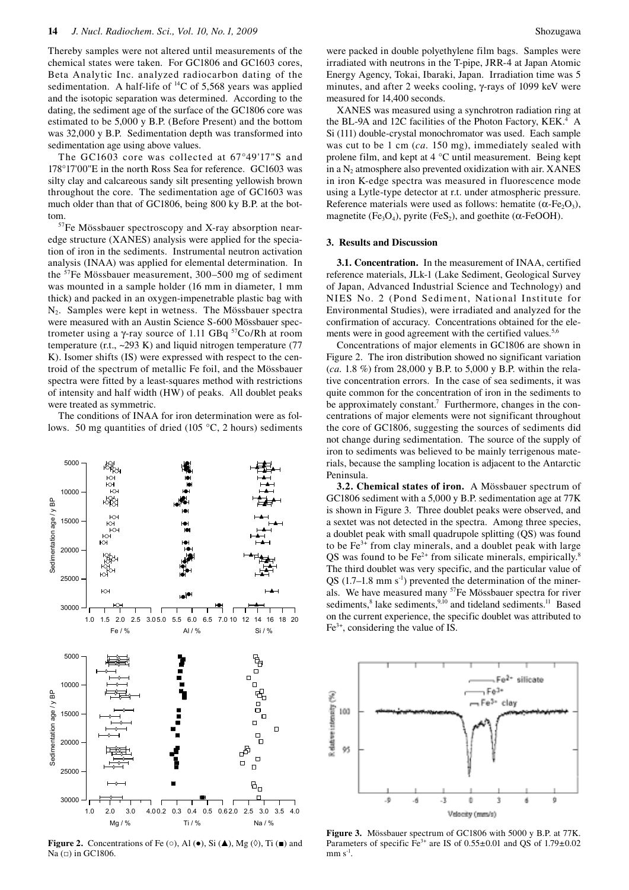Thereby samples were not altered until measurements of the chemical states were taken. For GC1806 and GC1603 cores, Beta Analytic Inc. analyzed radiocarbon dating of the sedimentation. A half-life of $^{14}C$ of 5,568 years was applied and the isotopic separation was determined. According to the dating, the sediment age of the surface of the GC1806 core was estimated to be 5,000 y B.P. (Before Present) and the bottom was 32,000 y B.P. Sedimentation depth was transformed into sedimentation age using above values.

The GC1603 core was collected at 67°49'17"S and 178°17'00"E in the north Ross Sea for reference. GC1603 was silty clay and calcareous sandy silt presenting yellowish brown throughout the core. The sedimentation age of GC1603 was much older than that of GC1806, being 800 ky B.P. at the bottom.

$^{57}Fe$ Mössbauer spectroscopy and X-ray absorption near-edge structure (XANES) analysis were applied for the speciation of iron in the sediments. Instrumental neutron activation analysis (INAA) was applied for elemental determination. In the $^{57}Fe$ Mössbauer measurement, 300–500 mg of sediment was mounted in a sample holder (16 mm in diameter, 1 mm thick) and packed in an oxygen-impenetrable plastic bag with $N_2$. Samples were kept in wetness. The Mössbauer spectra were measured with an Austin Science S-600 Mössbauer spectrometer using a γ-ray source of 1.11 GBq $^{57}Co$/Rh at room temperature (r.t., ~293 K) and liquid nitrogen temperature (77 K). Isomer shifts (IS) were expressed with respect to the centroid of the spectrum of metallic Fe foil, and the Mössbauer spectra were fitted by a least-squares method with restrictions of intensity and half width (HW) of peaks. All doublet peaks were treated as symmetric.

The conditions of INAA for iron determination were as follows. 50 mg quantities of dried (105 °C, 2 hours) sediments were packed in double polyethylene film bags. Samples were irradiated with neutrons in the T-pipe, JRR-4 at Japan Atomic Energy Agency, Tokai, Ibaraki, Japan. Irradiation time was 5 minutes, and after 2 weeks cooling, γ-rays of 1099 keV were measured for 14,400 seconds.

XANES was measured using a synchrotron radiation ring at the BL-9A and 12C facilities of the Photon Factory, KEK.[4] A Si (111) double-crystal monochromator was used. Each sample was cut to be 1 cm (*ca*. 150 mg), immediately sealed with prolene film, and kept at 4 °C until measurement. Being kept in a $N_2$ atmosphere also prevented oxidization with air. XANES in iron K-edge spectra was measured in fluorescence mode using a Lytle-type detector at r.t. under atmospheric pressure. Reference materials were used as follows: hematite ($\alpha$-$Fe_2O_3$), magnetite ($Fe_3O_4$), pyrite ($FeS_2$), and goethite ($\alpha$-FeOOH).

**Figure 2.** Concentrations of Fe (○), Al (●), Si (▲), Mg (◊), Ti (■) and Na (□) in GC1806.

## 3. Results and Discussion

**3.1. Concentration.** In the measurement of INAA, certified reference materials, JLk-1 (Lake Sediment, Geological Survey of Japan, Advanced Industrial Science and Technology) and NIES No. 2 (Pond Sediment, National Institute for Environmental Studies), were irradiated and analyzed for the confirmation of accuracy. Concentrations obtained for the elements were in good agreement with the certified values.[5,6]

Concentrations of major elements in GC1806 are shown in Figure 2. The iron distribution showed no significant variation (*ca.* 1.8 %) from 28,000 y B.P. to 5,000 y B.P. within the relative concentration errors. In the case of sea sediments, it was quite common for the concentration of iron in the sediments to be approximately constant.[7] Furthermore, changes in the concentrations of major elements were not significant throughout the core of GC1806, suggesting the sources of sediments did not change during sedimentation. The source of the supply of iron to sediments was believed to be mainly terrigenous materials, because the sampling location is adjacent to the Antarctic Peninsula.

**3.2. Chemical states of iron.** A Mössbauer spectrum of GC1806 sediment with a 5,000 y B.P. sedimentation age at 77K is shown in Figure 3. Three doublet peaks were observed, and a sextet was not detected in the spectra. Among three species, a doublet peak with small quadrupole splitting (QS) was found to be $Fe^{3+}$ from clay minerals, and a doublet peak with large QS was found to be $Fe^{2+}$ from silicate minerals, empirically.[8] The third doublet was very specific, and the particular value of QS (1.7–1.8 mm $s^{-1}$) prevented the determination of the minerals. We have measured many $^{57}Fe$ Mössbauer spectra for river sediments,[8] lake sediments,[9,10] and tideland sediments.[11] Based on the current experience, the specific doublet was attributed to $Fe^{3+}$, considering the value of IS.

**Figure 3.** Mössbauer spectrum of GC1806 with 5000 y B.P. at 77K. Parameters of specific $Fe^{3+}$ are IS of 0.55±0.01 and QS of 1.79±0.02 mm $s^{-1}$.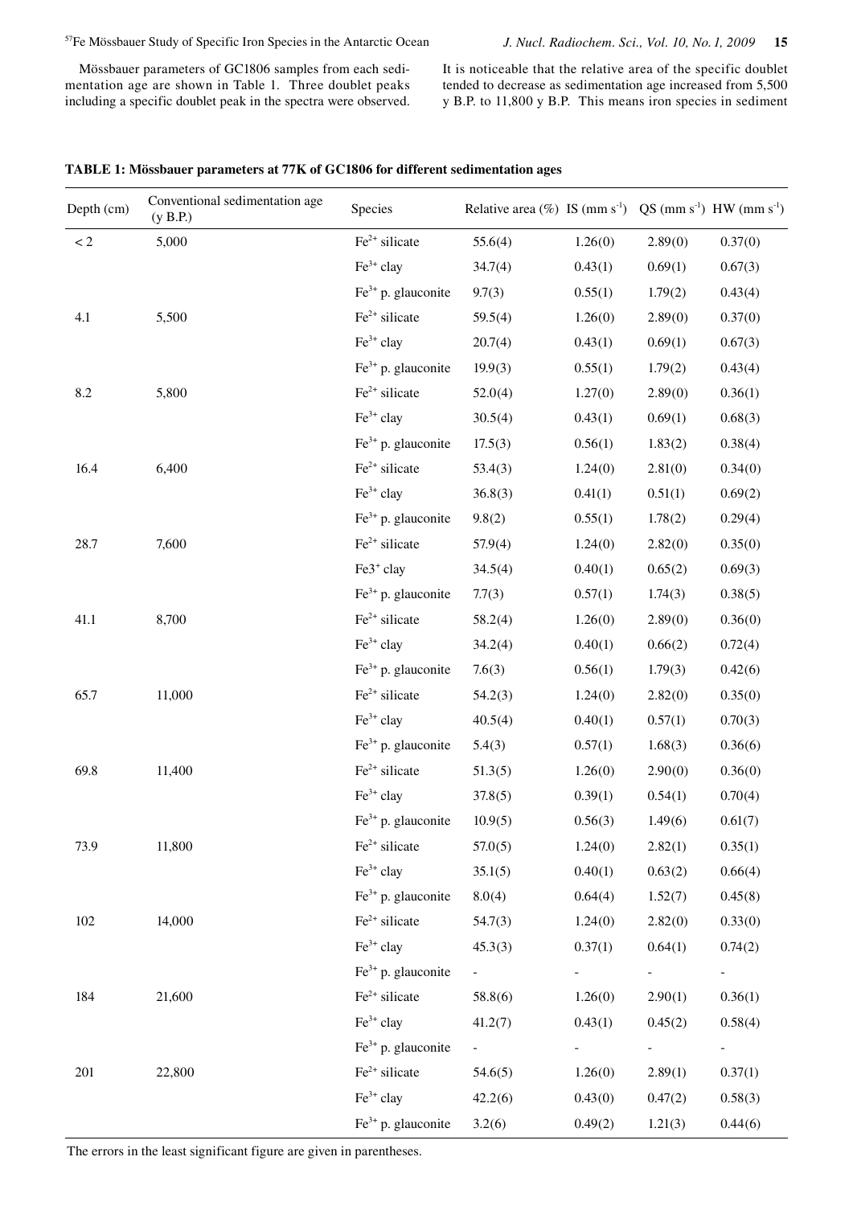Mössbauer parameters of GC1806 samples from each sedimentation age are shown in Table 1. Three doublet peaks including a specific doublet peak in the spectra were observed. It is noticeable that the relative area of the specific doublet tended to decrease as sedimentation age increased from 5,500 y B.P. to 11,800 y B.P. This means iron species in sediment

**TABLE 1: Mössbauer parameters at 77K of GC1806 for different sedimentation ages**

| Depth (cm) | Conventional sedimentation age (y B.P.) | Species | Relative area (%) | IS (mm $s^{-1}$) | QS (mm $s^{-1}$) | HW (mm $s^{-1}$) |
|---|---|---|---|---|---|---|
| < 2 | 5,000 | $Fe^{2+}$ silicate | 55.6(4) | 1.26(0) | 2.89(0) | 0.37(0) |
| | | $Fe^{3+}$ clay | 34.7(4) | 0.43(1) | 0.69(1) | 0.67(3) |
| | | $Fe^{3+}$ p. glauconite | 9.7(3) | 0.55(1) | 1.79(2) | 0.43(4) |
| 4.1 | 5,500 | $Fe^{2+}$ silicate | 59.5(4) | 1.26(0) | 2.89(0) | 0.37(0) |
| | | $Fe^{3+}$ clay | 20.7(4) | 0.43(1) | 0.69(1) | 0.67(3) |
| | | $Fe^{3+}$ p. glauconite | 19.9(3) | 0.55(1) | 1.79(2) | 0.43(4) |
| 8.2 | 5,800 | $Fe^{2+}$ silicate | 52.0(4) | 1.27(0) | 2.89(0) | 0.36(1) |
| | | $Fe^{3+}$ clay | 30.5(4) | 0.43(1) | 0.69(1) | 0.68(3) |
| | | $Fe^{3+}$ p. glauconite | 17.5(3) | 0.56(1) | 1.83(2) | 0.38(4) |
| 16.4 | 6,400 | $Fe^{2+}$ silicate | 53.4(3) | 1.24(0) | 2.81(0) | 0.34(0) |
| | | $Fe^{3+}$ clay | 36.8(3) | 0.41(1) | 0.51(1) | 0.69(2) |
| | | $Fe^{3+}$ p. glauconite | 9.8(2) | 0.55(1) | 1.78(2) | 0.29(4) |
| 28.7 | 7,600 | $Fe^{2+}$ silicate | 57.9(4) | 1.24(0) | 2.82(0) | 0.35(0) |
| | | $Fe3^{+}$ clay | 34.5(4) | 0.40(1) | 0.65(2) | 0.69(3) |
| | | $Fe^{3+}$ p. glauconite | 7.7(3) | 0.57(1) | 1.74(3) | 0.38(5) |
| 41.1 | 8,700 | $Fe^{2+}$ silicate | 58.2(4) | 1.26(0) | 2.89(0) | 0.36(0) |
| | | $Fe^{3+}$ clay | 34.2(4) | 0.40(1) | 0.66(2) | 0.72(4) |
| | | $Fe^{3+}$ p. glauconite | 7.6(3) | 0.56(1) | 1.79(3) | 0.42(6) |
| 65.7 | 11,000 | $Fe^{2+}$ silicate | 54.2(3) | 1.24(0) | 2.82(0) | 0.35(0) |
| | | $Fe^{3+}$ clay | 40.5(4) | 0.40(1) | 0.57(1) | 0.70(3) |
| | | $Fe^{3+}$ p. glauconite | 5.4(3) | 0.57(1) | 1.68(3) | 0.36(6) |
| 69.8 | 11,400 | $Fe^{2+}$ silicate | 51.3(5) | 1.26(0) | 2.90(0) | 0.36(0) |
| | | $Fe^{3+}$ clay | 37.8(5) | 0.39(1) | 0.54(1) | 0.70(4) |
| | | $Fe^{3+}$ p. glauconite | 10.9(5) | 0.56(3) | 1.49(6) | 0.61(7) |
| 73.9 | 11,800 | $Fe^{2+}$ silicate | 57.0(5) | 1.24(0) | 2.82(1) | 0.35(1) |
| | | $Fe^{3+}$ clay | 35.1(5) | 0.40(1) | 0.63(2) | 0.66(4) |
| | | $Fe^{3+}$ p. glauconite | 8.0(4) | 0.64(4) | 1.52(7) | 0.45(8) |
| 102 | 14,000 | $Fe^{2+}$ silicate | 54.7(3) | 1.24(0) | 2.82(0) | 0.33(0) |
| | | $Fe^{3+}$ clay | 45.3(3) | 0.37(1) | 0.64(1) | 0.74(2) |
| | | $Fe^{3+}$ p. glauconite | - | - | - | - |
| 184 | 21,600 | $Fe^{2+}$ silicate | 58.8(6) | 1.26(0) | 2.90(1) | 0.36(1) |
| | | $Fe^{3+}$ clay | 41.2(7) | 0.43(1) | 0.45(2) | 0.58(4) |
| | | $Fe^{3+}$ p. glauconite | - | - | - | - |
| 201 | 22,800 | $Fe^{2+}$ silicate | 54.6(5) | 1.26(0) | 2.89(1) | 0.37(1) |
| | | $Fe^{3+}$ clay | 42.2(6) | 0.43(0) | 0.47(2) | 0.58(3) |
| | | $Fe^{3+}$ p. glauconite | 3.2(6) | 0.49(2) | 1.21(3) | 0.44(6) |

The errors in the least significant figure are given in parentheses.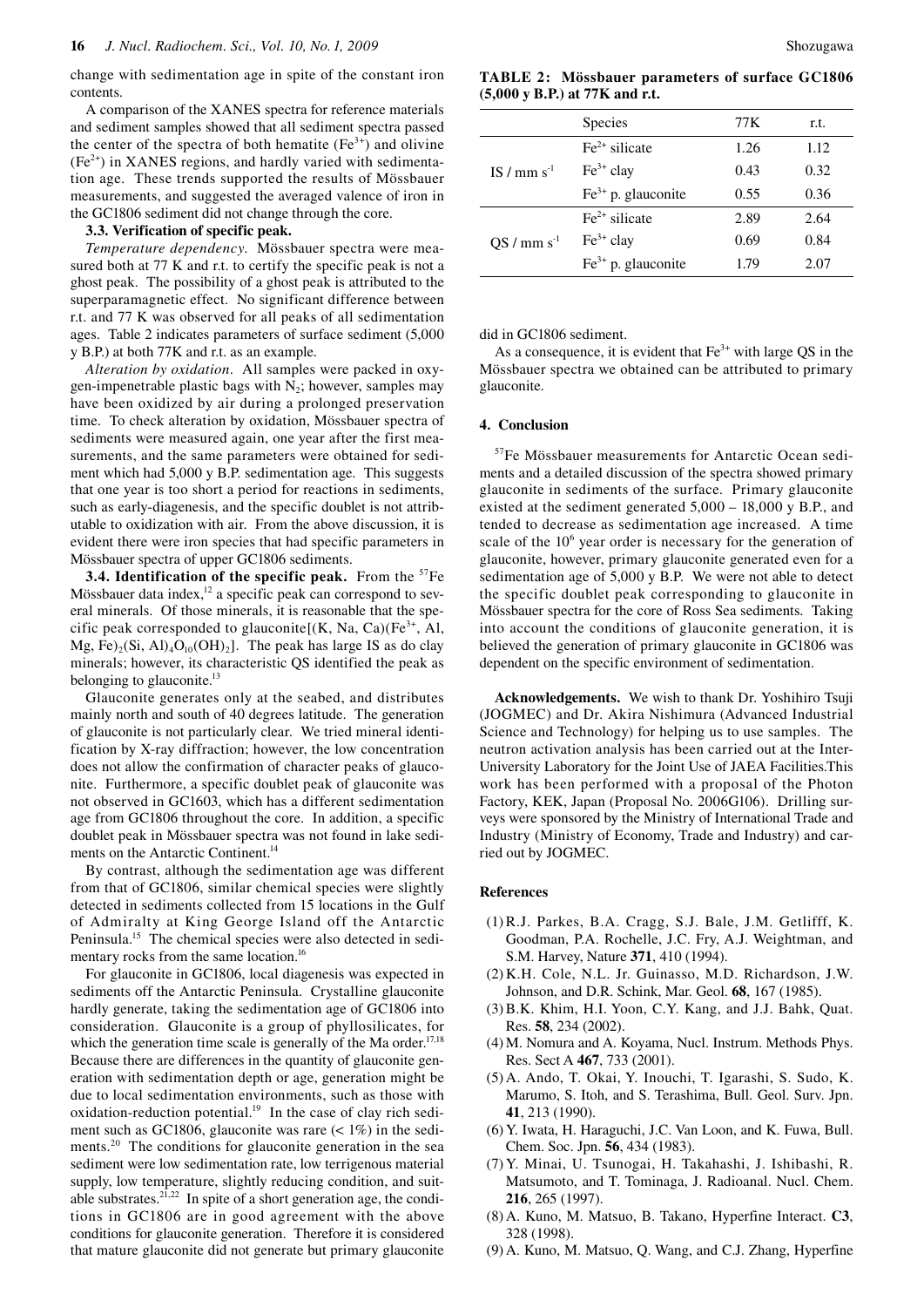change with sedimentation age in spite of the constant iron contents.

A comparison of the XANES spectra for reference materials and sediment samples showed that all sediment spectra passed the center of the spectra of both hematite ($Fe^{3+}$) and olivine ($Fe^{2+}$) in XANES regions, and hardly varied with sedimentation age. These trends supported the results of Mössbauer measurements, and suggested the averaged valence of iron in the GC1806 sediment did not change through the core.

### 3.3. Verification of specific peak.

*Temperature dependency.* Mössbauer spectra were measured both at 77 K and r.t. to certify the specific peak is not a ghost peak. The possibility of a ghost peak is attributed to the superparamagnetic effect. No significant difference between r.t. and 77 K was observed for all peaks of all sedimentation ages. Table 2 indicates parameters of surface sediment (5,000 y B.P.) at both 77K and r.t. as an example.

*Alteration by oxidation.* All samples were packed in oxygen-impenetrable plastic bags with $N_2$; however, samples may have been oxidized by air during a prolonged preservation time. To check alteration by oxidation, Mössbauer spectra of sediments were measured again, one year after the first measurements, and the same parameters were obtained for sediment which had 5,000 y B.P. sedimentation age. This suggests that one year is too short a period for reactions in sediments, such as early-diagenesis, and the specific doublet is not attributable to oxidization with air. From the above discussion, it is evident there were iron species that had specific parameters in Mössbauer spectra of upper GC1806 sediments.

**3.4. Identification of the specific peak.** From the $^{57}$Fe Mössbauer data index,[12] a specific peak can correspond to several minerals. Of those minerals, it is reasonable that the specific peak corresponded to glauconite[(K, Na, Ca)($Fe^{3+}$, Al, Mg, Fe)$_2$(Si, Al)$_4$O$_{10}$(OH)$_2$]. The peak has large IS as do clay minerals; however, its characteristic QS identified the peak as belonging to glauconite.[13]

Glauconite generates only at the seabed, and distributes mainly north and south of 40 degrees latitude. The generation of glauconite is not particularly clear. We tried mineral identification by X-ray diffraction; however, the low concentration does not allow the confirmation of character peaks of glauconite. Furthermore, a specific doublet peak of glauconite was not observed in GC1603, which has a different sedimentation age from GC1806 throughout the core. In addition, a specific doublet peak in Mössbauer spectra was not found in lake sediments on the Antarctic Continent.[14]

By contrast, although the sedimentation age was different from that of GC1806, similar chemical species were slightly detected in sediments collected from 15 locations in the Gulf of Admiralty at King George Island off the Antarctic Peninsula.[15] The chemical species were also detected in sedimentary rocks from the same location.[16]

For glauconite in GC1806, local diagenesis was expected in sediments off the Antarctic Peninsula. Crystalline glauconite hardly generate, taking the sedimentation age of GC1806 into consideration. Glauconite is a group of phyllosilicates, for which the generation time scale is generally of the Ma order.[17,18] Because there are differences in the quantity of glauconite generation with sedimentation depth or age, generation might be due to local sedimentation environments, such as those with oxidation-reduction potential.[19] In the case of clay rich sediment such as GC1806, glauconite was rare (< 1%) in the sediments.[20] The conditions for glauconite generation in the sea sediment were low sedimentation rate, low terrigenous material supply, low temperature, slightly reducing condition, and suitable substrates.[21,22] In spite of a short generation age, the conditions in GC1806 are in good agreement with the above conditions for glauconite generation. Therefore it is considered that mature glauconite did not generate but primary glauconite did in GC1806 sediment.

**TABLE 2: Mössbauer parameters of surface GC1806 (5,000 y B.P.) at 77K and r.t.**

| | Species | 77K | r.t. |
|---|---|---|---|
| IS / mm s$^{-1}$ | $Fe^{2+}$ silicate | 1.26 | 1.12 |
| | $Fe^{3+}$ clay | 0.43 | 0.32 |
| | $Fe^{3+}$ p. glauconite | 0.55 | 0.36 |
| QS / mm s$^{-1}$ | $Fe^{2+}$ silicate | 2.89 | 2.64 |
| | $Fe^{3+}$ clay | 0.69 | 0.84 |
| | $Fe^{3+}$ p. glauconite | 1.79 | 2.07 |

As a consequence, it is evident that $Fe^{3+}$ with large QS in the Mössbauer spectra we obtained can be attributed to primary glauconite.

## 4. Conclusion

$^{57}$Fe Mössbauer measurements for Antarctic Ocean sediments and a detailed discussion of the spectra showed primary glauconite in sediments of the surface. Primary glauconite existed at the sediment generated 5,000 – 18,000 y B.P., and tended to decrease as sedimentation age increased. A time scale of the $10^6$ year order is necessary for the generation of glauconite, however, primary glauconite generated even for a sedimentation age of 5,000 y B.P. We were not able to detect the specific doublet peak corresponding to glauconite in Mössbauer spectra for the core of Ross Sea sediments. Taking into account the conditions of glauconite generation, it is believed the generation of primary glauconite in GC1806 was dependent on the specific environment of sedimentation.

**Acknowledgements.** We wish to thank Dr. Yoshihiro Tsuji (JOGMEC) and Dr. Akira Nishimura (Advanced Industrial Science and Technology) for helping us to use samples. The neutron activation analysis has been carried out at the Inter-University Laboratory for the Joint Use of JAEA Facilities.This work has been performed with a proposal of the Photon Factory, KEK, Japan (Proposal No. 2006G106). Drilling surveys were sponsored by the Ministry of International Trade and Industry (Ministry of Economy, Trade and Industry) and carried out by JOGMEC.

## References

(1) R.J. Parkes, B.A. Cragg, S.J. Bale, J.M. Getlifff, K. Goodman, P.A. Rochelle, J.C. Fry, A.J. Weightman, and S.M. Harvey, Nature **371**, 410 (1994).

(2) K.H. Cole, N.L. Jr. Guinasso, M.D. Richardson, J.W. Johnson, and D.R. Schink, Mar. Geol. **68**, 167 (1985).

(3) B.K. Khim, H.I. Yoon, C.Y. Kang, and J.J. Bahk, Quat. Res. **58**, 234 (2002).

(4) M. Nomura and A. Koyama, Nucl. Instrum. Methods Phys. Res. Sect A **467**, 733 (2001).

(5) A. Ando, T. Okai, Y. Inouchi, T. Igarashi, S. Sudo, K. Marumo, S. Itoh, and S. Terashima, Bull. Geol. Surv. Jpn. **41**, 213 (1990).

(6) Y. Iwata, H. Haraguchi, J.C. Van Loon, and K. Fuwa, Bull. Chem. Soc. Jpn. **56**, 434 (1983).

(7) Y. Minai, U. Tsunogai, H. Takahashi, J. Ishibashi, R. Matsumoto, and T. Tominaga, J. Radioanal. Nucl. Chem. **216**, 265 (1997).

(8) A. Kuno, M. Matsuo, B. Takano, Hyperfine Interact. **C3**, 328 (1998).

(9) A. Kuno, M. Matsuo, Q. Wang, and C.J. Zhang, Hyperfine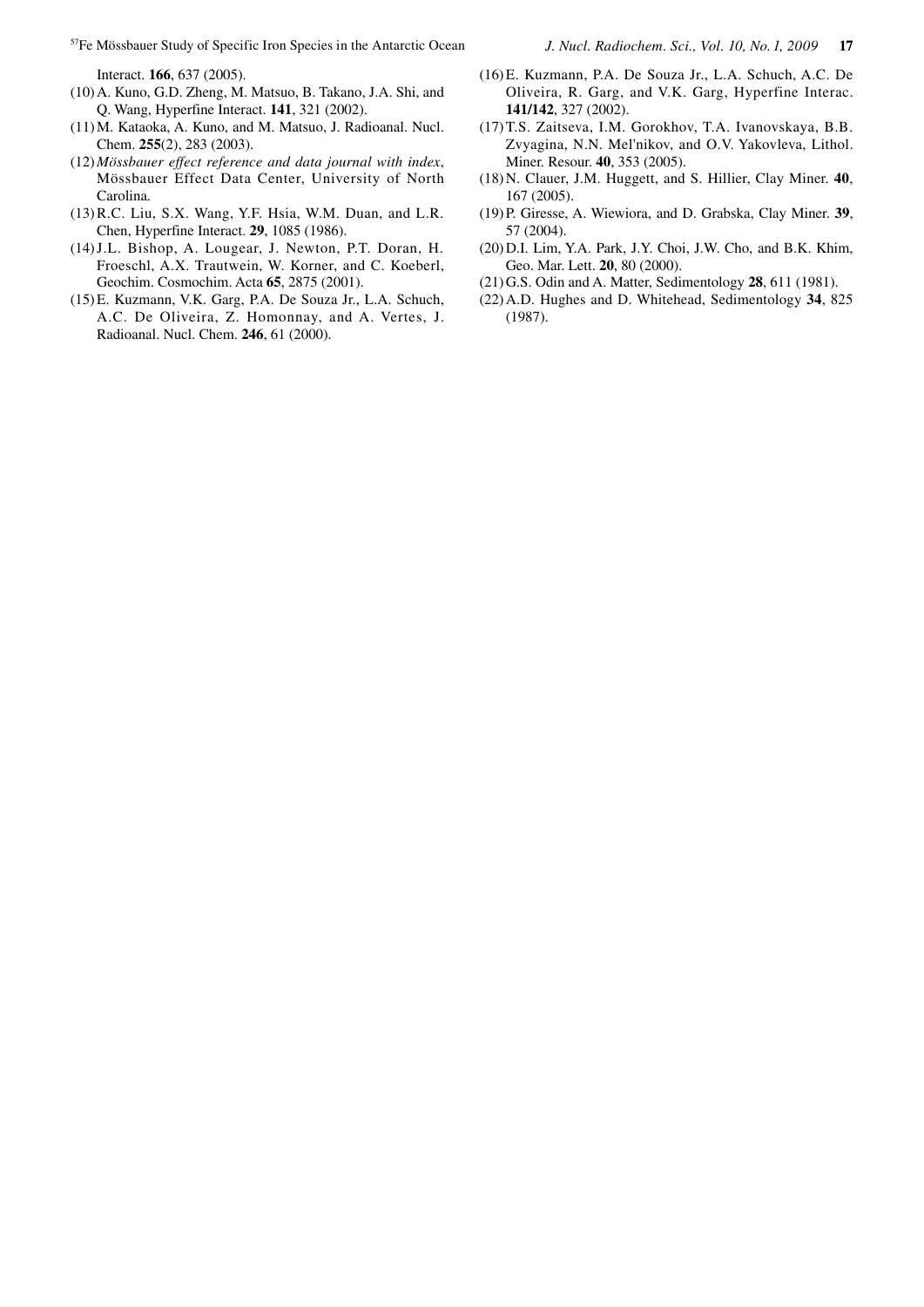Interact. **166**, 637 (2005).

(10) A. Kuno, G.D. Zheng, M. Matsuo, B. Takano, J.A. Shi, and Q. Wang, Hyperfine Interact. **141**, 321 (2002).

(11) M. Kataoka, A. Kuno, and M. Matsuo, J. Radioanal. Nucl. Chem. **255**(2), 283 (2003).

(12) *Mössbauer effect reference and data journal with index*, Mössbauer Effect Data Center, University of North Carolina.

(13) R.C. Liu, S.X. Wang, Y.F. Hsia, W.M. Duan, and L.R. Chen, Hyperfine Interact. **29**, 1085 (1986).

(14) J.L. Bishop, A. Lougear, J. Newton, P.T. Doran, H. Froeschl, A.X. Trautwein, W. Korner, and C. Koeberl, Geochim. Cosmochim. Acta **65**, 2875 (2001).

(15) E. Kuzmann, V.K. Garg, P.A. De Souza Jr., L.A. Schuch, A.C. De Oliveira, Z. Homonnay, and A. Vertes, J. Radioanal. Nucl. Chem. **246**, 61 (2000).

(16) E. Kuzmann, P.A. De Souza Jr., L.A. Schuch, A.C. De Oliveira, R. Garg, and V.K. Garg, Hyperfine Interac. **141/142**, 327 (2002).

(17) T.S. Zaitseva, I.M. Gorokhov, T.A. Ivanovskaya, B.B. Zvyagina, N.N. Mel'nikov, and O.V. Yakovleva, Lithol. Miner. Resour. **40**, 353 (2005).

(18) N. Clauer, J.M. Huggett, and S. Hillier, Clay Miner. **40**, 167 (2005).

(19) P. Giresse, A. Wiewiora, and D. Grabska, Clay Miner. **39**, 57 (2004).

(20) D.I. Lim, Y.A. Park, J.Y. Choi, J.W. Cho, and B.K. Khim, Geo. Mar. Lett. **20**, 80 (2000).

(21) G.S. Odin and A. Matter, Sedimentology **28**, 611 (1981).

(22) A.D. Hughes and D. Whitehead, Sedimentology **34**, 825 (1987).